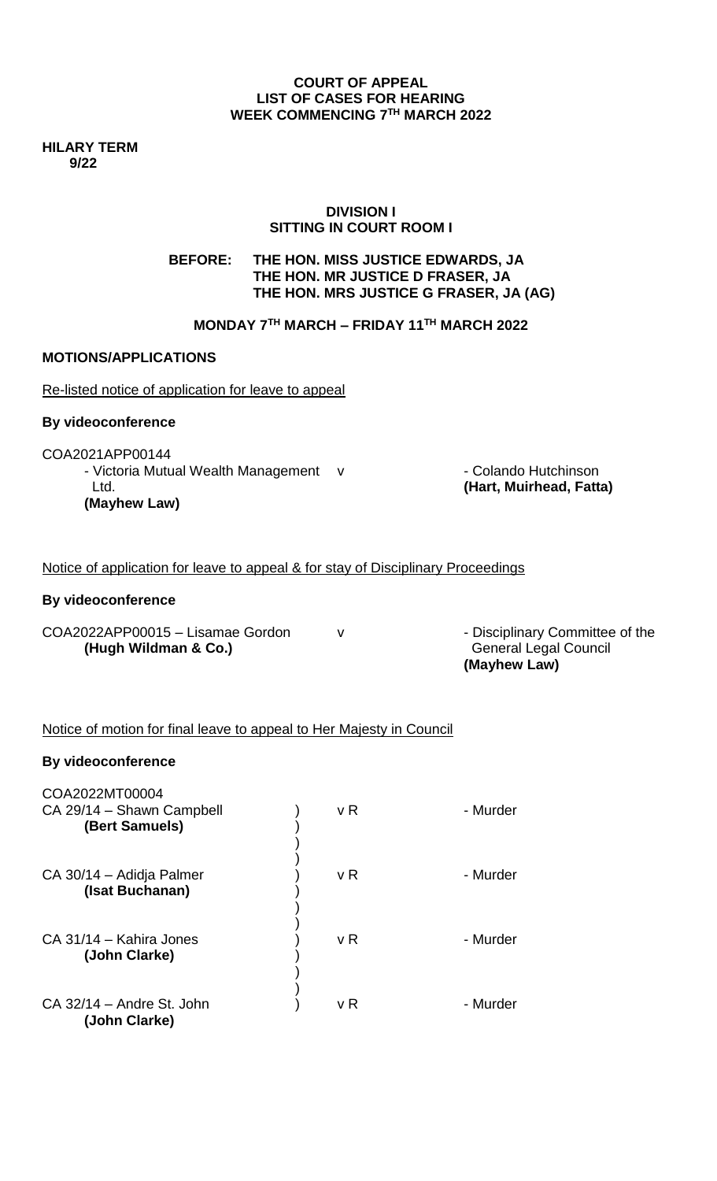**COURT OF APPEAL**
**LIST OF CASES FOR HEARING**
**WEEK COMMENCING 7TH MARCH 2022**

**HILARY TERM**
**9/22**

**DIVISION I**
**SITTING IN COURT ROOM I**

**BEFORE: THE HON. MISS JUSTICE EDWARDS, JA**
**THE HON. MR JUSTICE D FRASER, JA**
**THE HON. MRS JUSTICE G FRASER, JA (AG)**

**MONDAY 7TH MARCH – FRIDAY 11TH MARCH 2022**

**MOTIONS/APPLICATIONS**

Re-listed notice of application for leave to appeal

**By videoconference**

COA2021APP00144

- Victoria Mutual Wealth Management Ltd. **(Mayhew Law)** v - Colando Hutchinson **(Hart, Muirhead, Fatta)**

Notice of application for leave to appeal & for stay of Disciplinary Proceedings

**By videoconference**

COA2022APP00015 – Lisamae Gordon **(Hugh Wildman & Co.)** v - Disciplinary Committee of the General Legal Council **(Mayhew Law)**

Notice of motion for final leave to appeal to Her Majesty in Council

**By videoconference**

COA2022MT00004

| | | |
|---|---|---|
| CA 29/14 – Shawn Campbell **(Bert Samuels)** | v R | - Murder |
| CA 30/14 – Adidja Palmer **(Isat Buchanan)** | v R | - Murder |
| CA 31/14 – Kahira Jones **(John Clarke)** | v R | - Murder |
| CA 32/14 – Andre St. John **(John Clarke)** | v R | - Murder |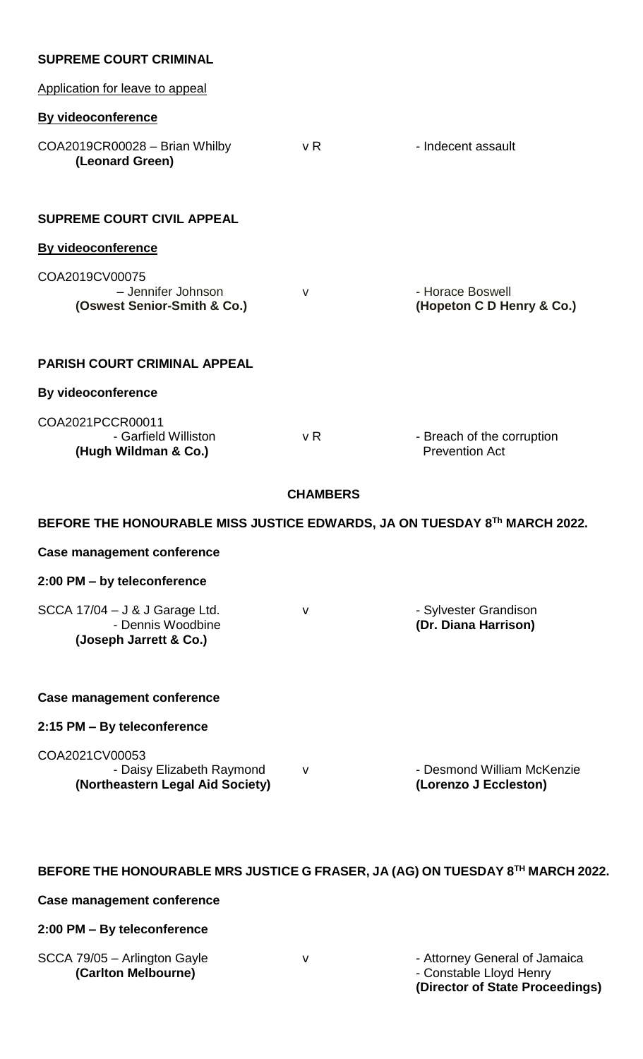**SUPREME COURT CRIMINAL**

Application for leave to appeal

**By videoconference**

| | | |
|---|---|---|
| COA2019CR00028 – Brian Whilby **(Leonard Green)** | v R | - Indecent assault |

**SUPREME COURT CIVIL APPEAL**

**By videoconference**

| | | |
|---|---|---|
| COA2019CV00075 – Jennifer Johnson **(Oswest Senior-Smith & Co.)** | v | - Horace Boswell **(Hopeton C D Henry & Co.)** |

**PARISH COURT CRIMINAL APPEAL**

**By videoconference**

| | | |
|---|---|---|
| COA2021PCCR00011 - Garfield Williston **(Hugh Wildman & Co.)** | v R | - Breach of the corruption Prevention Act |

**CHAMBERS**

**BEFORE THE HONOURABLE MISS JUSTICE EDWARDS, JA ON TUESDAY 8Th MARCH 2022.**

**Case management conference**

**2:00 PM – by teleconference**

| | | |
|---|---|---|
| SCCA 17/04 – J & J Garage Ltd. - Dennis Woodbine **(Joseph Jarrett & Co.)** | v | - Sylvester Grandison **(Dr. Diana Harrison)** |

**Case management conference**

**2:15 PM – By teleconference**

| | | |
|---|---|---|
| COA2021CV00053 - Daisy Elizabeth Raymond **(Northeastern Legal Aid Society)** | v | - Desmond William McKenzie **(Lorenzo J Eccleston)** |

**BEFORE THE HONOURABLE MRS JUSTICE G FRASER, JA (AG) ON TUESDAY 8TH MARCH 2022.**

**Case management conference**

**2:00 PM – By teleconference**

| | | |
|---|---|---|
| SCCA 79/05 – Arlington Gayle **(Carlton Melbourne)** | v | - Attorney General of Jamaica - Constable Lloyd Henry **(Director of State Proceedings)** |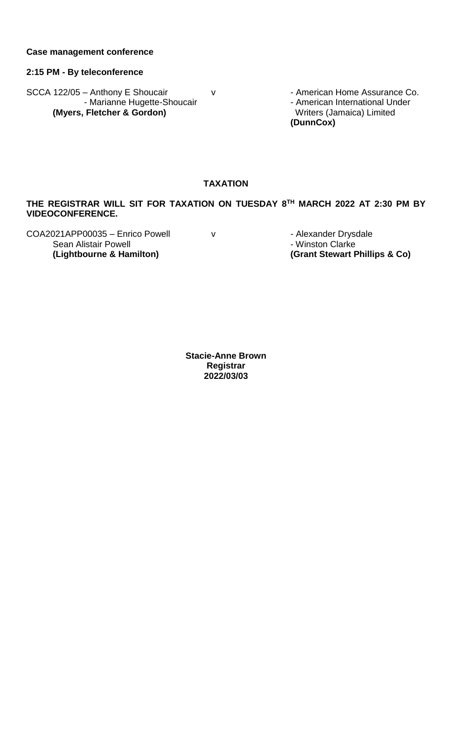**Case management conference**

**2:15 PM - By teleconference**

| | | |
|---|---|---|
| SCCA 122/05 – Anthony E Shoucair<br>- Marianne Hugette-Shoucair<br>**(Myers, Fletcher & Gordon)** | v | - American Home Assurance Co.<br>- American International Under Writers (Jamaica) Limited<br>**(DunnCox)** |

**TAXATION**

**THE REGISTRAR WILL SIT FOR TAXATION ON TUESDAY 8TH MARCH 2022 AT 2:30 PM BY VIDEOCONFERENCE.**

| | | |
|---|---|---|
| COA2021APP00035 – Enrico Powell<br>Sean Alistair Powell<br>**(Lightbourne & Hamilton)** | v | - Alexander Drysdale<br>- Winston Clarke<br>**(Grant Stewart Phillips & Co)** |

**Stacie-Anne Brown**
**Registrar**
**2022/03/03**